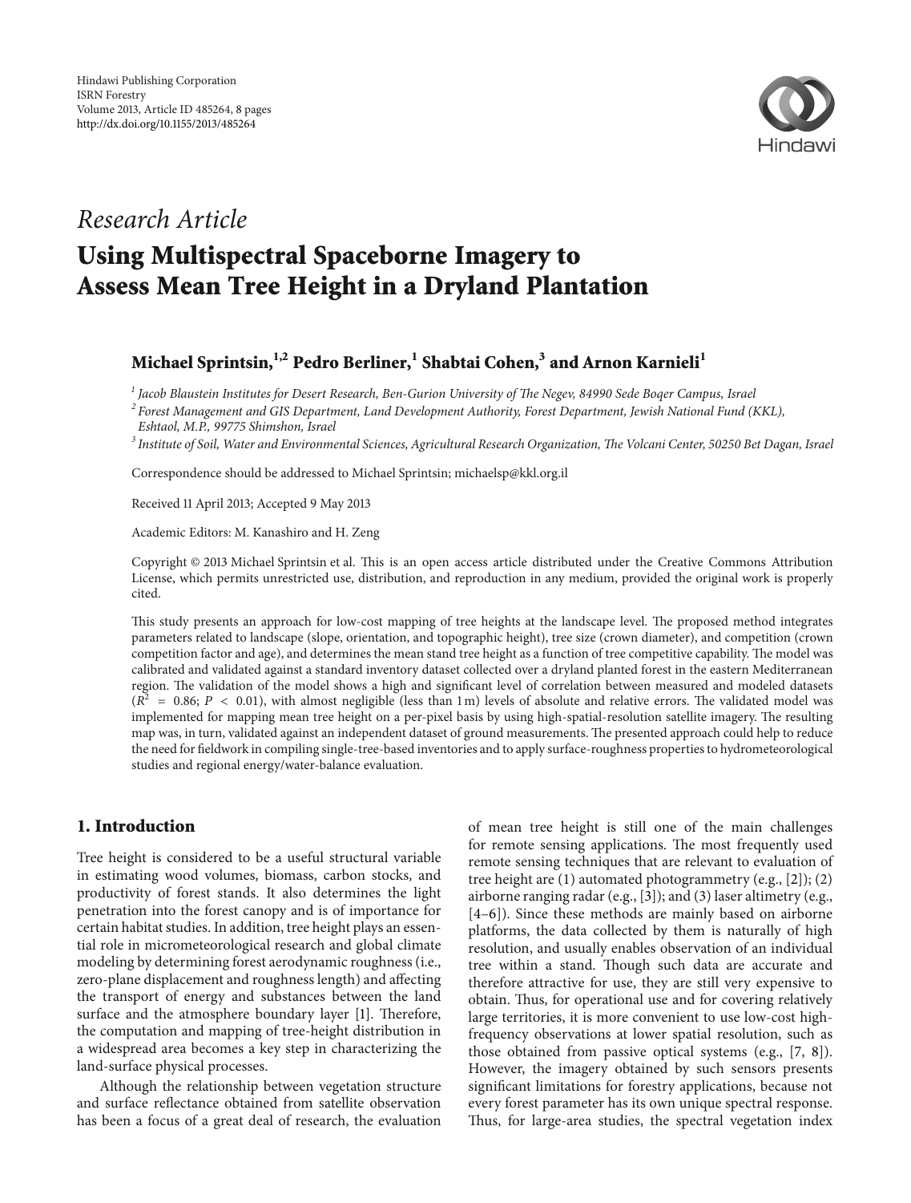Hindawi Publishing Corporation
ISRN Forestry
Volume 2013, Article ID 485264, 8 pages
http://dx.doi.org/10.1155/2013/485264

*Research Article*

# Using Multispectral Spaceborne Imagery to Assess Mean Tree Height in a Dryland Plantation

**Michael Sprintsin,[1,2] Pedro Berliner,[1] Shabtai Cohen,[3] and Arnon Karnieli[1]**

[1] *Jacob Blaustein Institutes for Desert Research, Ben-Gurion University of The Negev, 84990 Sede Boqer Campus, Israel*
[2] *Forest Management and GIS Department, Land Development Authority, Forest Department, Jewish National Fund (KKL), Eshtaol, M.P., 99775 Shimshon, Israel*
[3] *Institute of Soil, Water and Environmental Sciences, Agricultural Research Organization, The Volcani Center, 50250 Bet Dagan, Israel*

Correspondence should be addressed to Michael Sprintsin; michaelsp@kkl.org.il

Received 11 April 2013; Accepted 9 May 2013

Academic Editors: M. Kanashiro and H. Zeng

Copyright © 2013 Michael Sprintsin et al. This is an open access article distributed under the Creative Commons Attribution License, which permits unrestricted use, distribution, and reproduction in any medium, provided the original work is properly cited.

This study presents an approach for low-cost mapping of tree heights at the landscape level. The proposed method integrates parameters related to landscape (slope, orientation, and topographic height), tree size (crown diameter), and competition (crown competition factor and age), and determines the mean stand tree height as a function of tree competitive capability. The model was calibrated and validated against a standard inventory dataset collected over a dryland planted forest in the eastern Mediterranean region. The validation of the model shows a high and significant level of correlation between measured and modeled datasets ($R^2 = 0.86$; $P < 0.01$), with almost negligible (less than 1 m) levels of absolute and relative errors. The validated model was implemented for mapping mean tree height on a per-pixel basis by using high-spatial-resolution satellite imagery. The resulting map was, in turn, validated against an independent dataset of ground measurements. The presented approach could help to reduce the need for fieldwork in compiling single-tree-based inventories and to apply surface-roughness properties to hydrometeorological studies and regional energy/water-balance evaluation.

## 1. Introduction

Tree height is considered to be a useful structural variable in estimating wood volumes, biomass, carbon stocks, and productivity of forest stands. It also determines the light penetration into the forest canopy and is of importance for certain habitat studies. In addition, tree height plays an essential role in micrometeorological research and global climate modeling by determining forest aerodynamic roughness (i.e., zero-plane displacement and roughness length) and affecting the transport of energy and substances between the land surface and the atmosphere boundary layer [1]. Therefore, the computation and mapping of tree-height distribution in a widespread area becomes a key step in characterizing the land-surface physical processes.

Although the relationship between vegetation structure and surface reflectance obtained from satellite observation has been a focus of a great deal of research, the evaluation of mean tree height is still one of the main challenges for remote sensing applications. The most frequently used remote sensing techniques that are relevant to evaluation of tree height are (1) automated photogrammetry (e.g., [2]); (2) airborne ranging radar (e.g., [3]); and (3) laser altimetry (e.g., [4–6]). Since these methods are mainly based on airborne platforms, the data collected by them is naturally of high resolution, and usually enables observation of an individual tree within a stand. Though such data are accurate and therefore attractive for use, they are still very expensive to obtain. Thus, for operational use and for covering relatively large territories, it is more convenient to use low-cost high-frequency observations at lower spatial resolution, such as those obtained from passive optical systems (e.g., [7, 8]). However, the imagery obtained by such sensors presents significant limitations for forestry applications, because not every forest parameter has its own unique spectral response. Thus, for large-area studies, the spectral vegetation index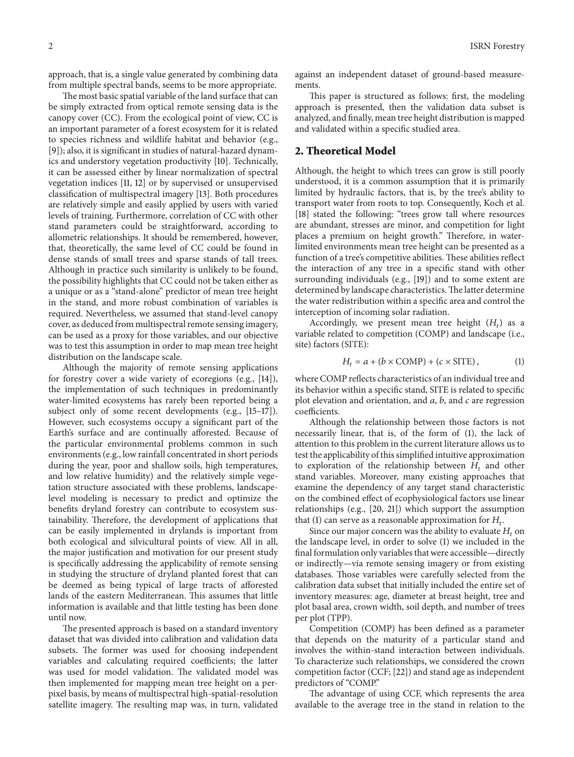approach, that is, a single value generated by combining data from multiple spectral bands, seems to be more appropriate.

The most basic spatial variable of the land surface that can be simply extracted from optical remote sensing data is the canopy cover (CC). From the ecological point of view, CC is an important parameter of a forest ecosystem for it is related to species richness and wildlife habitat and behavior (e.g., [9]); also, it is significant in studies of natural-hazard dynamics and understory vegetation productivity [10]. Technically, it can be assessed either by linear normalization of spectral vegetation indices [11, 12] or by supervised or unsupervised classification of multispectral imagery [13]. Both procedures are relatively simple and easily applied by users with varied levels of training. Furthermore, correlation of CC with other stand parameters could be straightforward, according to allometric relationships. It should be remembered, however, that, theoretically, the same level of CC could be found in dense stands of small trees and sparse stands of tall trees. Although in practice such similarity is unlikely to be found, the possibility highlights that CC could not be taken either as a unique or as a "stand-alone" predictor of mean tree height in the stand, and more robust combination of variables is required. Nevertheless, we assumed that stand-level canopy cover, as deduced from multispectral remote sensing imagery, can be used as a proxy for those variables, and our objective was to test this assumption in order to map mean tree height distribution on the landscape scale.

Although the majority of remote sensing applications for forestry cover a wide variety of ecoregions (e.g., [14]), the implementation of such techniques in predominantly water-limited ecosystems has rarely been reported being a subject only of some recent developments (e.g., [15–17]). However, such ecosystems occupy a significant part of the Earth's surface and are continually afforested. Because of the particular environmental problems common in such environments (e.g., low rainfall concentrated in short periods during the year, poor and shallow soils, high temperatures, and low relative humidity) and the relatively simple vegetation structure associated with these problems, landscape-level modeling is necessary to predict and optimize the benefits dryland forestry can contribute to ecosystem sustainability. Therefore, the development of applications that can be easily implemented in drylands is important from both ecological and silvicultural points of view. All in all, the major justification and motivation for our present study is specifically addressing the applicability of remote sensing in studying the structure of dryland planted forest that can be deemed as being typical of large tracts of afforested lands of the eastern Mediterranean. This assumes that little information is available and that little testing has been done until now.

The presented approach is based on a standard inventory dataset that was divided into calibration and validation data subsets. The former was used for choosing independent variables and calculating required coefficients; the latter was used for model validation. The validated model was then implemented for mapping mean tree height on a per-pixel basis, by means of multispectral high-spatial-resolution satellite imagery. The resulting map was, in turn, validated against an independent dataset of ground-based measurements.

This paper is structured as follows: first, the modeling approach is presented, then the validation data subset is analyzed, and finally, mean tree height distribution is mapped and validated within a specific studied area.

## 2. Theoretical Model

Although, the height to which trees can grow is still poorly understood, it is a common assumption that it is primarily limited by hydraulic factors, that is, by the tree's ability to transport water from roots to top. Consequently, Koch et al. [18] stated the following: "trees grow tall where resources are abundant, stresses are minor, and competition for light places a premium on height growth." Therefore, in water-limited environments mean tree height can be presented as a function of a tree's competitive abilities. These abilities reflect the interaction of any tree in a specific stand with other surrounding individuals (e.g., [19]) and to some extent are determined by landscape characteristics. The latter determine the water redistribution within a specific area and control the interception of incoming solar radiation.

Accordingly, we present mean tree height ($H_t$) as a variable related to competition (COMP) and landscape (i.e., site) factors (SITE):

$$H_t = a + (b \times \text{COMP}) + (c \times \text{SITE}), \tag{1}$$

where COMP reflects characteristics of an individual tree and its behavior within a specific stand, SITE is related to specific plot elevation and orientation, and $a$, $b$, and $c$ are regression coefficients.

Although the relationship between those factors is not necessarily linear, that is, of the form of (1), the lack of attention to this problem in the current literature allows us to test the applicability of this simplified intuitive approximation to exploration of the relationship between $H_t$ and other stand variables. Moreover, many existing approaches that examine the dependency of any target stand characteristic on the combined effect of ecophysiological factors use linear relationships (e.g., [20, 21]) which support the assumption that (1) can serve as a reasonable approximation for $H_t$.

Since our major concern was the ability to evaluate $H_t$ on the landscape level, in order to solve (1) we included in the final formulation only variables that were accessible—directly or indirectly—via remote sensing imagery or from existing databases. Those variables were carefully selected from the calibration data subset that initially included the entire set of inventory measures: age, diameter at breast height, tree and plot basal area, crown width, soil depth, and number of trees per plot (TPP).

Competition (COMP) has been defined as a parameter that depends on the maturity of a particular stand and involves the within-stand interaction between individuals. To characterize such relationships, we considered the crown competition factor (CCF; [22]) and stand age as independent predictors of "COMP."

The advantage of using CCF, which represents the area available to the average tree in the stand in relation to the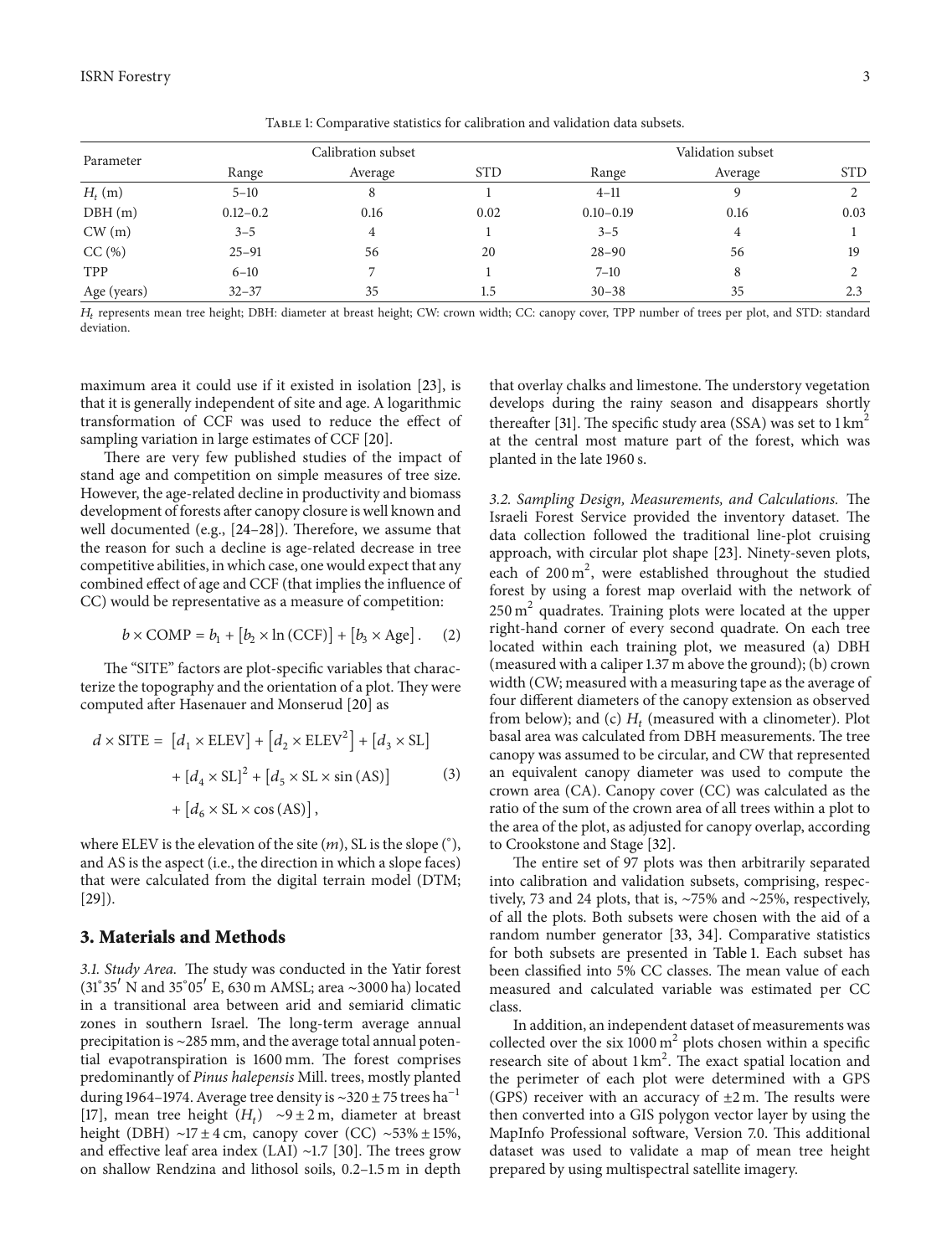Table 1: Comparative statistics for calibration and validation data subsets.

| Parameter | Calibration subset | | | Validation subset | | |
|---|---|---|---|---|---|---|
| | Range | Average | STD | Range | Average | STD |
| $H_t$ (m) | 5–10 | 8 | 1 | 4–11 | 9 | 2 |
| DBH (m) | 0.12–0.2 | 0.16 | 0.02 | 0.10–0.19 | 0.16 | 0.03 |
| CW (m) | 3–5 | 4 | 1 | 3–5 | 4 | 1 |
| CC (%) | 25–91 | 56 | 20 | 28–90 | 56 | 19 |
| TPP | 6–10 | 7 | 1 | 7–10 | 8 | 2 |
| Age (years) | 32–37 | 35 | 1.5 | 30–38 | 35 | 2.3 |

$H_t$ represents mean tree height; DBH: diameter at breast height; CW: crown width; CC: canopy cover, TPP number of trees per plot, and STD: standard deviation.

maximum area it could use if it existed in isolation [23], is that it is generally independent of site and age. A logarithmic transformation of CCF was used to reduce the effect of sampling variation in large estimates of CCF [20].

There are very few published studies of the impact of stand age and competition on simple measures of tree size. However, the age-related decline in productivity and biomass development of forests after canopy closure is well known and well documented (e.g., [24–28]). Therefore, we assume that the reason for such a decline is age-related decrease in tree competitive abilities, in which case, one would expect that any combined effect of age and CCF (that implies the influence of CC) would be representative as a measure of competition:

$$b \times \text{COMP} = b_1 + [b_2 \times \ln(\text{CCF})] + [b_3 \times \text{Age}]. \quad (2)$$

The "SITE" factors are plot-specific variables that characterize the topography and the orientation of a plot. They were computed after Hasenauer and Monserud [20] as

$$\begin{aligned} d \times \text{SITE} = {} & [d_1 \times \text{ELEV}] + [d_2 \times \text{ELEV}^2] + [d_3 \times \text{SL}] \\ & + [d_4 \times \text{SL}]^2 + [d_5 \times \text{SL} \times \sin(\text{AS})] \\ & + [d_6 \times \text{SL} \times \cos(\text{AS})], \end{aligned} \quad (3)$$

where ELEV is the elevation of the site ($m$), SL is the slope (°), and AS is the aspect (i.e., the direction in which a slope faces) that were calculated from the digital terrain model (DTM; [29]).

## 3. Materials and Methods

*3.1. Study Area.* The study was conducted in the Yatir forest (31°35′ N and 35°05′ E, 630 m AMSL; area ~3000 ha) located in a transitional area between arid and semiarid climatic zones in southern Israel. The long-term average annual precipitation is ~285 mm, and the average total annual potential evapotranspiration is 1600 mm. The forest comprises predominantly of *Pinus halepensis* Mill. trees, mostly planted during 1964–1974. Average tree density is ~320 ± 75 trees ha$^{-1}$ [17], mean tree height ($H_t$) ~9 ± 2 m, diameter at breast height (DBH) ~17 ± 4 cm, canopy cover (CC) ~53% ± 15%, and effective leaf area index (LAI) ~1.7 [30]. The trees grow on shallow Rendzina and lithosol soils, 0.2–1.5 m in depth that overlay chalks and limestone. The understory vegetation develops during the rainy season and disappears shortly thereafter [31]. The specific study area (SSA) was set to 1 km$^2$ at the central most mature part of the forest, which was planted in the late 1960 s.

*3.2. Sampling Design, Measurements, and Calculations.* The Israeli Forest Service provided the inventory dataset. The data collection followed the traditional line-plot cruising approach, with circular plot shape [23]. Ninety-seven plots, each of 200 m$^2$, were established throughout the studied forest by using a forest map overlaid with the network of 250 m$^2$ quadrates. Training plots were located at the upper right-hand corner of every second quadrate. On each tree located within each training plot, we measured (a) DBH (measured with a caliper 1.37 m above the ground); (b) crown width (CW; measured with a measuring tape as the average of four different diameters of the canopy extension as observed from below); and (c) $H_t$ (measured with a clinometer). Plot basal area was calculated from DBH measurements. The tree canopy was assumed to be circular, and CW that represented an equivalent canopy diameter was used to compute the crown area (CA). Canopy cover (CC) was calculated as the ratio of the sum of the crown area of all trees within a plot to the area of the plot, as adjusted for canopy overlap, according to Crookstone and Stage [32].

The entire set of 97 plots was then arbitrarily separated into calibration and validation subsets, comprising, respectively, 73 and 24 plots, that is, ~75% and ~25%, respectively, of all the plots. Both subsets were chosen with the aid of a random number generator [33, 34]. Comparative statistics for both subsets are presented in Table 1. Each subset has been classified into 5% CC classes. The mean value of each measured and calculated variable was estimated per CC class.

In addition, an independent dataset of measurements was collected over the six 1000 m$^2$ plots chosen within a specific research site of about 1 km$^2$. The exact spatial location and the perimeter of each plot were determined with a GPS (GPS) receiver with an accuracy of ±2 m. The results were then converted into a GIS polygon vector layer by using the MapInfo Professional software, Version 7.0. This additional dataset was used to validate a map of mean tree height prepared by using multispectral satellite imagery.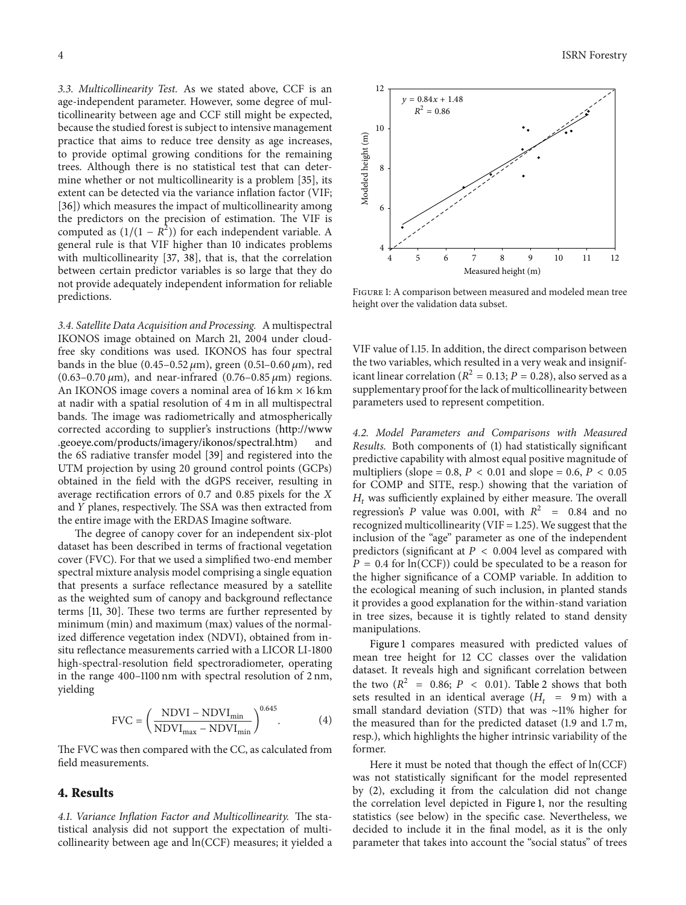*3.3. Multicollinearity Test.* As we stated above, CCF is an age-independent parameter. However, some degree of multicollinearity between age and CCF still might be expected, because the studied forest is subject to intensive management practice that aims to reduce tree density as age increases, to provide optimal growing conditions for the remaining trees. Although there is no statistical test that can determine whether or not multicollinearity is a problem [35], its extent can be detected via the variance inflation factor (VIF; [36]) which measures the impact of multicollinearity among the predictors on the precision of estimation. The VIF is computed as $(1/(1 - R^2))$ for each independent variable. A general rule is that VIF higher than 10 indicates problems with multicollinearity [37, 38], that is, that the correlation between certain predictor variables is so large that they do not provide adequately independent information for reliable predictions.

*3.4. Satellite Data Acquisition and Processing.* A multispectral IKONOS image obtained on March 21, 2004 under cloud-free sky conditions was used. IKONOS has four spectral bands in the blue (0.45–0.52 $\mu$m), green (0.51–0.60 $\mu$m), red (0.63–0.70 $\mu$m), and near-infrared (0.76–0.85 $\mu$m) regions. An IKONOS image covers a nominal area of 16 km × 16 km at nadir with a spatial resolution of 4 m in all multispectral bands. The image was radiometrically and atmospherically corrected according to supplier's instructions (http://www.geoeye.com/products/imagery/ikonos/spectral.htm) and the 6S radiative transfer model [39] and registered into the UTM projection by using 20 ground control points (GCPs) obtained in the field with the dGPS receiver, resulting in average rectification errors of 0.7 and 0.85 pixels for the $X$ and $Y$ planes, respectively. The SSA was then extracted from the entire image with the ERDAS Imagine software.

The degree of canopy cover for an independent six-plot dataset has been described in terms of fractional vegetation cover (FVC). For that we used a simplified two-end member spectral mixture analysis model comprising a single equation that presents a surface reflectance measured by a satellite as the weighted sum of canopy and background reflectance terms [11, 30]. These two terms are further represented by minimum (min) and maximum (max) values of the normalized difference vegetation index (NDVI), obtained from in-situ reflectance measurements carried with a LICOR LI-1800 high-spectral-resolution field spectroradiometer, operating in the range 400–1100 nm with spectral resolution of 2 nm, yielding

$$\text{FVC} = \left(\frac{\text{NDVI} - \text{NDVI}_{\min}}{\text{NDVI}_{\max} - \text{NDVI}_{\min}}\right)^{0.645}. \quad (4)$$

The FVC was then compared with the CC, as calculated from field measurements.

# 4. Results

*4.1. Variance Inflation Factor and Multicollinearity.* The statistical analysis did not support the expectation of multicollinearity between age and ln(CCF) measures; it yielded a VIF value of 1.15. In addition, the direct comparison between the two variables, which resulted in a very weak and insignificant linear correlation ($R^2 = 0.13$; $P = 0.28$), also served as a supplementary proof for the lack of multicollinearity between parameters used to represent competition.

*4.2. Model Parameters and Comparisons with Measured Results.* Both components of (1) had statistically significant predictive capability with almost equal positive magnitude of multipliers (slope = 0.8, $P < 0.01$ and slope = 0.6, $P < 0.05$ for COMP and SITE, resp.) showing that the variation of $H_t$ was sufficiently explained by either measure. The overall regression's $P$ value was 0.001, with $R^2 = 0.84$ and no recognized multicollinearity (VIF = 1.25). We suggest that the inclusion of the "age" parameter as one of the independent predictors (significant at $P < 0.004$ level as compared with $P = 0.4$ for ln(CCF)) could be speculated to be a reason for the higher significance of a COMP variable. In addition to the ecological meaning of such inclusion, in planted stands it provides a good explanation for the within-stand variation in tree sizes, because it is tightly related to stand density manipulations.

Figure 1 compares measured with predicted values of mean tree height for 12 CC classes over the validation dataset. It reveals high and significant correlation between the two ($R^2 = 0.86$; $P < 0.01$). Table 2 shows that both sets resulted in an identical average ($H_t = 9$ m) with a small standard deviation (STD) that was ~11% higher for the measured than for the predicted dataset (1.9 and 1.7 m, resp.), which highlights the higher intrinsic variability of the former.

Here it must be noted that though the effect of ln(CCF) was not statistically significant for the model represented by (2), excluding it from the calculation did not change the correlation level depicted in Figure 1, nor the resulting statistics (see below) in the specific case. Nevertheless, we decided to include it in the final model, as it is the only parameter that takes into account the "social status" of trees

Figure 1: A comparison between measured and modeled mean tree height over the validation data subset.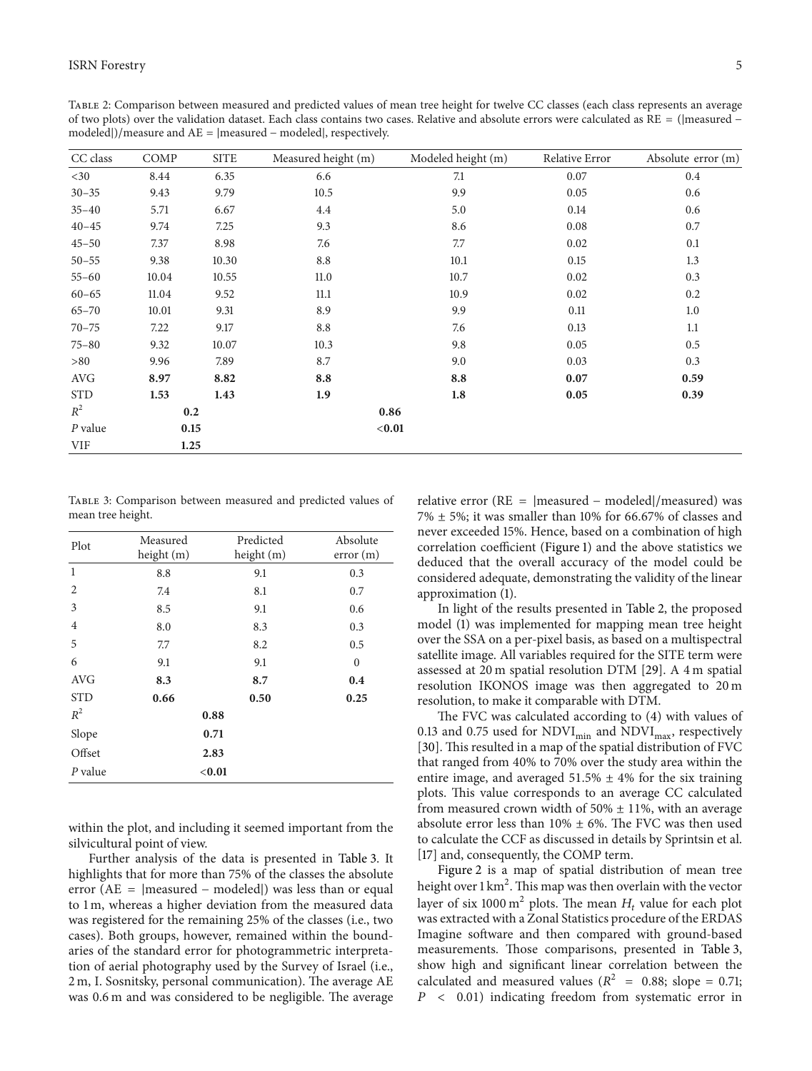Table 2: Comparison between measured and predicted values of mean tree height for twelve CC classes (each class represents an average of two plots) over the validation dataset. Each class contains two cases. Relative and absolute errors were calculated as RE = (|measured − modeled|)/measure and AE = |measured − modeled|, respectively.

| CC class | COMP | SITE | Measured height (m) | Modeled height (m) | Relative Error | Absolute error (m) |
|---|---|---|---|---|---|---|
| <30 | 8.44 | 6.35 | 6.6 | 7.1 | 0.07 | 0.4 |
| 30–35 | 9.43 | 9.79 | 10.5 | 9.9 | 0.05 | 0.6 |
| 35–40 | 5.71 | 6.67 | 4.4 | 5.0 | 0.14 | 0.6 |
| 40–45 | 9.74 | 7.25 | 9.3 | 8.6 | 0.08 | 0.7 |
| 45–50 | 7.37 | 8.98 | 7.6 | 7.7 | 0.02 | 0.1 |
| 50–55 | 9.38 | 10.30 | 8.8 | 10.1 | 0.15 | 1.3 |
| 55–60 | 10.04 | 10.55 | 11.0 | 10.7 | 0.02 | 0.3 |
| 60–65 | 11.04 | 9.52 | 11.1 | 10.9 | 0.02 | 0.2 |
| 65–70 | 10.01 | 9.31 | 8.9 | 9.9 | 0.11 | 1.0 |
| 70–75 | 7.22 | 9.17 | 8.8 | 7.6 | 0.13 | 1.1 |
| 75–80 | 9.32 | 10.07 | 10.3 | 9.8 | 0.05 | 0.5 |
| >80 | 9.96 | 7.89 | 8.7 | 9.0 | 0.03 | 0.3 |
| AVG | **8.97** | **8.82** | **8.8** | **8.8** | **0.07** | **0.59** |
| STD | **1.53** | **1.43** | **1.9** | **1.8** | **0.05** | **0.39** |
| $R^2$ | **0.2** | | **0.86** | | | |
| $P$ value | **0.15** | | **<0.01** | | | |
| VIF | **1.25** | | | | | |

Table 3: Comparison between measured and predicted values of mean tree height.

| Plot | Measured height (m) | Predicted height (m) | Absolute error (m) |
|---|---|---|---|
| 1 | 8.8 | 9.1 | 0.3 |
| 2 | 7.4 | 8.1 | 0.7 |
| 3 | 8.5 | 9.1 | 0.6 |
| 4 | 8.0 | 8.3 | 0.3 |
| 5 | 7.7 | 8.2 | 0.5 |
| 6 | 9.1 | 9.1 | 0 |
| AVG | **8.3** | **8.7** | **0.4** |
| STD | **0.66** | **0.50** | **0.25** |
| $R^2$ | **0.88** | | |
| Slope | **0.71** | | |
| Offset | **2.83** | | |
| $P$ value | **<0.01** | | |

within the plot, and including it seemed important from the silvicultural point of view.

Further analysis of the data is presented in Table 3. It highlights that for more than 75% of the classes the absolute error (AE = |measured − modeled|) was less than or equal to 1 m, whereas a higher deviation from the measured data was registered for the remaining 25% of the classes (i.e., two cases). Both groups, however, remained within the boundaries of the standard error for photogrammetric interpretation of aerial photography used by the Survey of Israel (i.e., 2 m, I. Sosnitsky, personal communication). The average AE was 0.6 m and was considered to be negligible. The average relative error (RE = |measured − modeled|/measured) was 7% ± 5%; it was smaller than 10% for 66.67% of classes and never exceeded 15%. Hence, based on a combination of high correlation coefficient (Figure 1) and the above statistics we deduced that the overall accuracy of the model could be considered adequate, demonstrating the validity of the linear approximation (1).

In light of the results presented in Table 2, the proposed model (1) was implemented for mapping mean tree height over the SSA on a per-pixel basis, as based on a multispectral satellite image. All variables required for the SITE term were assessed at 20 m spatial resolution DTM [29]. A 4 m spatial resolution IKONOS image was then aggregated to 20 m resolution, to make it comparable with DTM.

The FVC was calculated according to (4) with values of 0.13 and 0.75 used for $NDVI_{min}$ and $NDVI_{max}$, respectively [30]. This resulted in a map of the spatial distribution of FVC that ranged from 40% to 70% over the study area within the entire image, and averaged 51.5% ± 4% for the six training plots. This value corresponds to an average CC calculated from measured crown width of 50% ± 11%, with an average absolute error less than 10% ± 6%. The FVC was then used to calculate the CCF as discussed in details by Sprintsin et al. [17] and, consequently, the COMP term.

Figure 2 is a map of spatial distribution of mean tree height over 1 km$^2$. This map was then overlain with the vector layer of six 1000 m$^2$ plots. The mean $H_t$ value for each plot was extracted with a Zonal Statistics procedure of the ERDAS Imagine software and then compared with ground-based measurements. Those comparisons, presented in Table 3, show high and significant linear correlation between the calculated and measured values ($R^2$ = 0.88; slope = 0.71; $P$ < 0.01) indicating freedom from systematic error in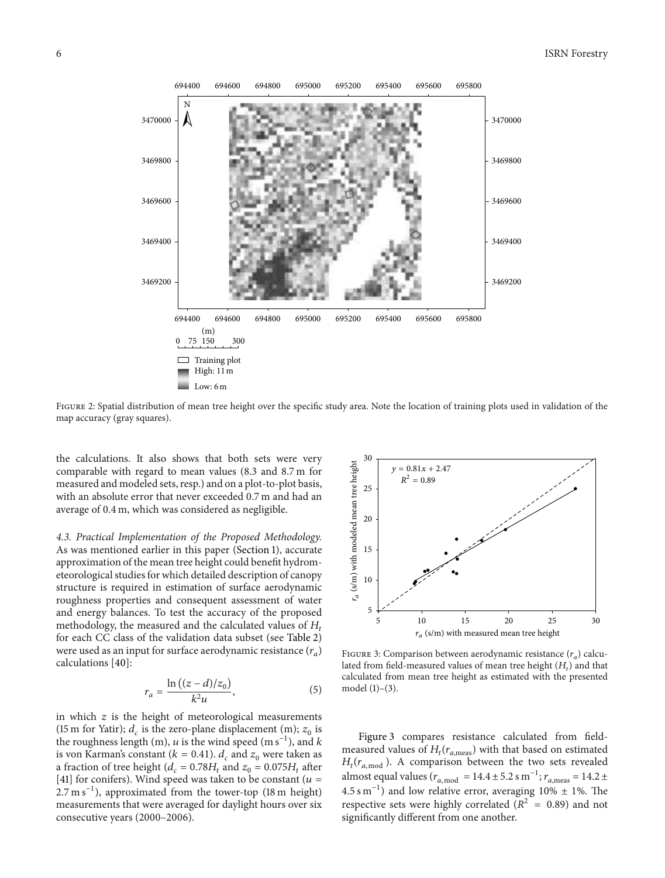Figure 2: Spatial distribution of mean tree height over the specific study area. Note the location of training plots used in validation of the map accuracy (gray squares).

the calculations. It also shows that both sets were very comparable with regard to mean values (8.3 and 8.7 m for measured and modeled sets, resp.) and on a plot-to-plot basis, with an absolute error that never exceeded 0.7 m and had an average of 0.4 m, which was considered as negligible.

*4.3. Practical Implementation of the Proposed Methodology.* As was mentioned earlier in this paper (Section 1), accurate approximation of the mean tree height could benefit hydrometeorological studies for which detailed description of canopy structure is required in estimation of surface aerodynamic roughness properties and consequent assessment of water and energy balances. To test the accuracy of the proposed methodology, the measured and the calculated values of $H_t$ for each CC class of the validation data subset (see Table 2) were used as an input for surface aerodynamic resistance ($r_a$) calculations [40]:

$$r_a = \frac{\ln\left((z-d)/z_0\right)}{k^2 u}, \tag{5}$$

in which $z$ is the height of meteorological measurements (15 m for Yatir); $d_c$ is the zero-plane displacement (m); $z_0$ is the roughness length (m), $u$ is the wind speed (m s$^{-1}$), and $k$ is von Karman's constant ($k = 0.41$). $d_c$ and $z_0$ were taken as a fraction of tree height ($d_c = 0.78H_t$ and $z_0 = 0.075H_t$ after [41] for conifers). Wind speed was taken to be constant ($u = 2.7\,\text{m s}^{-1}$), approximated from the tower-top (18 m height) measurements that were averaged for daylight hours over six consecutive years (2000–2006).

Figure 3: Comparison between aerodynamic resistance ($r_a$) calculated from field-measured values of mean tree height ($H_t$) and that calculated from mean tree height as estimated with the presented model (1)–(3).

Figure 3 compares resistance calculated from field-measured values of $H_t(r_{a,\text{meas}})$ with that based on estimated $H_t(r_{a,\text{mod}})$. A comparison between the two sets revealed almost equal values ($r_{a,\text{mod}} = 14.4 \pm 5.2\,\text{s m}^{-1}$; $r_{a,\text{meas}} = 14.2 \pm 4.5\,\text{s m}^{-1}$) and low relative error, averaging 10% ± 1%. The respective sets were highly correlated ($R^2 = 0.89$) and not significantly different from one another.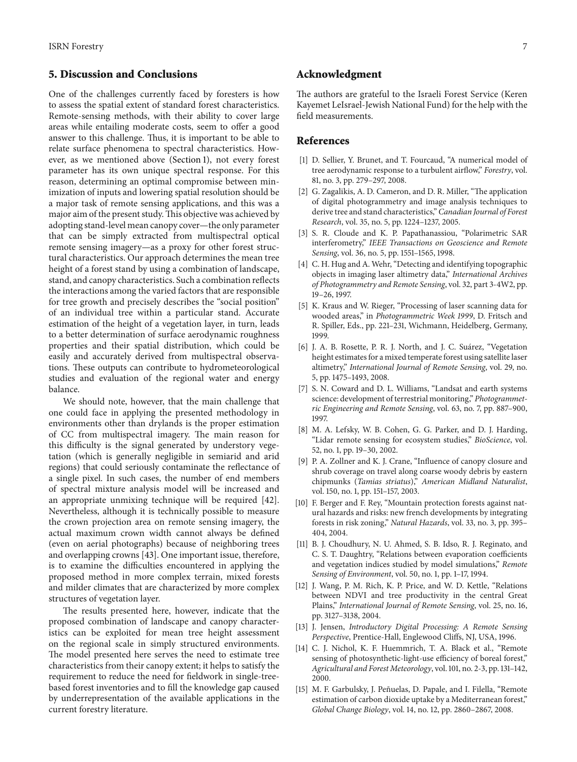## 5. Discussion and Conclusions

One of the challenges currently faced by foresters is how to assess the spatial extent of standard forest characteristics. Remote-sensing methods, with their ability to cover large areas while entailing moderate costs, seem to offer a good answer to this challenge. Thus, it is important to be able to relate surface phenomena to spectral characteristics. However, as we mentioned above (Section 1), not every forest parameter has its own unique spectral response. For this reason, determining an optimal compromise between minimization of inputs and lowering spatial resolution should be a major task of remote sensing applications, and this was a major aim of the present study. This objective was achieved by adopting stand-level mean canopy cover—the only parameter that can be simply extracted from multispectral optical remote sensing imagery—as a proxy for other forest structural characteristics. Our approach determines the mean tree height of a forest stand by using a combination of landscape, stand, and canopy characteristics. Such a combination reflects the interactions among the varied factors that are responsible for tree growth and precisely describes the "social position" of an individual tree within a particular stand. Accurate estimation of the height of a vegetation layer, in turn, leads to a better determination of surface aerodynamic roughness properties and their spatial distribution, which could be easily and accurately derived from multispectral observations. These outputs can contribute to hydrometeorological studies and evaluation of the regional water and energy balance.

We should note, however, that the main challenge that one could face in applying the presented methodology in environments other than drylands is the proper estimation of CC from multispectral imagery. The main reason for this difficulty is the signal generated by understory vegetation (which is generally negligible in semiarid and arid regions) that could seriously contaminate the reflectance of a single pixel. In such cases, the number of end members of spectral mixture analysis model will be increased and an appropriate unmixing technique will be required [42]. Nevertheless, although it is technically possible to measure the crown projection area on remote sensing imagery, the actual maximum crown width cannot always be defined (even on aerial photographs) because of neighboring trees and overlapping crowns [43]. One important issue, therefore, is to examine the difficulties encountered in applying the proposed method in more complex terrain, mixed forests and milder climates that are characterized by more complex structures of vegetation layer.

The results presented here, however, indicate that the proposed combination of landscape and canopy characteristics can be exploited for mean tree height assessment on the regional scale in simply structured environments. The model presented here serves the need to estimate tree characteristics from their canopy extent; it helps to satisfy the requirement to reduce the need for fieldwork in single-tree-based forest inventories and to fill the knowledge gap caused by underrepresentation of the available applications in the current forestry literature.

## Acknowledgment

The authors are grateful to the Israeli Forest Service (Keren Kayemet LeIsrael-Jewish National Fund) for the help with the field measurements.

## References

[1] D. Sellier, Y. Brunet, and T. Fourcaud, "A numerical model of tree aerodynamic response to a turbulent airflow," *Forestry*, vol. 81, no. 3, pp. 279–297, 2008.

[2] G. Zagalikis, A. D. Cameron, and D. R. Miller, "The application of digital photogrammetry and image analysis techniques to derive tree and stand characteristics," *Canadian Journal of Forest Research*, vol. 35, no. 5, pp. 1224–1237, 2005.

[3] S. R. Cloude and K. P. Papathanassiou, "Polarimetric SAR interferometry," *IEEE Transactions on Geoscience and Remote Sensing*, vol. 36, no. 5, pp. 1551–1565, 1998.

[4] C. H. Hug and A. Wehr, "Detecting and identifying topographic objects in imaging laser altimetry data," *International Archives of Photogrammetry and Remote Sensing*, vol. 32, part 3-4W2, pp. 19–26, 1997.

[5] K. Kraus and W. Rieger, "Processing of laser scanning data for wooded areas," in *Photogrammetric Week 1999*, D. Fritsch and R. Spiller, Eds., pp. 221–231, Wichmann, Heidelberg, Germany, 1999.

[6] J. A. B. Rosette, P. R. J. North, and J. C. Suárez, "Vegetation height estimates for a mixed temperate forest using satellite laser altimetry," *International Journal of Remote Sensing*, vol. 29, no. 5, pp. 1475–1493, 2008.

[7] S. N. Coward and D. L. Williams, "Landsat and earth systems science: development of terrestrial monitoring," *Photogrammetric Engineering and Remote Sensing*, vol. 63, no. 7, pp. 887–900, 1997.

[8] M. A. Lefsky, W. B. Cohen, G. G. Parker, and D. J. Harding, "Lidar remote sensing for ecosystem studies," *BioScience*, vol. 52, no. 1, pp. 19–30, 2002.

[9] P. A. Zollner and K. J. Crane, "Influence of canopy closure and shrub coverage on travel along coarse woody debris by eastern chipmunks (*Tamias striatus*)," *American Midland Naturalist*, vol. 150, no. 1, pp. 151–157, 2003.

[10] F. Berger and F. Rey, "Mountain protection forests against natural hazards and risks: new french developments by integrating forests in risk zoning," *Natural Hazards*, vol. 33, no. 3, pp. 395–404, 2004.

[11] B. J. Choudhury, N. U. Ahmed, S. B. Idso, R. J. Reginato, and C. S. T. Daughtry, "Relations between evaporation coefficients and vegetation indices studied by model simulations," *Remote Sensing of Environment*, vol. 50, no. 1, pp. 1–17, 1994.

[12] J. Wang, P. M. Rich, K. P. Price, and W. D. Kettle, "Relations between NDVI and tree productivity in the central Great Plains," *International Journal of Remote Sensing*, vol. 25, no. 16, pp. 3127–3138, 2004.

[13] J. Jensen, *Introductory Digital Processing: A Remote Sensing Perspective*, Prentice-Hall, Englewood Cliffs, NJ, USA, 1996.

[14] C. J. Nichol, K. F. Huemmrich, T. A. Black et al., "Remote sensing of photosynthetic-light-use efficiency of boreal forest," *Agricultural and Forest Meteorology*, vol. 101, no. 2-3, pp. 131–142, 2000.

[15] M. F. Garbulsky, J. Peñuelas, D. Papale, and I. Filella, "Remote estimation of carbon dioxide uptake by a Mediterranean forest," *Global Change Biology*, vol. 14, no. 12, pp. 2860–2867, 2008.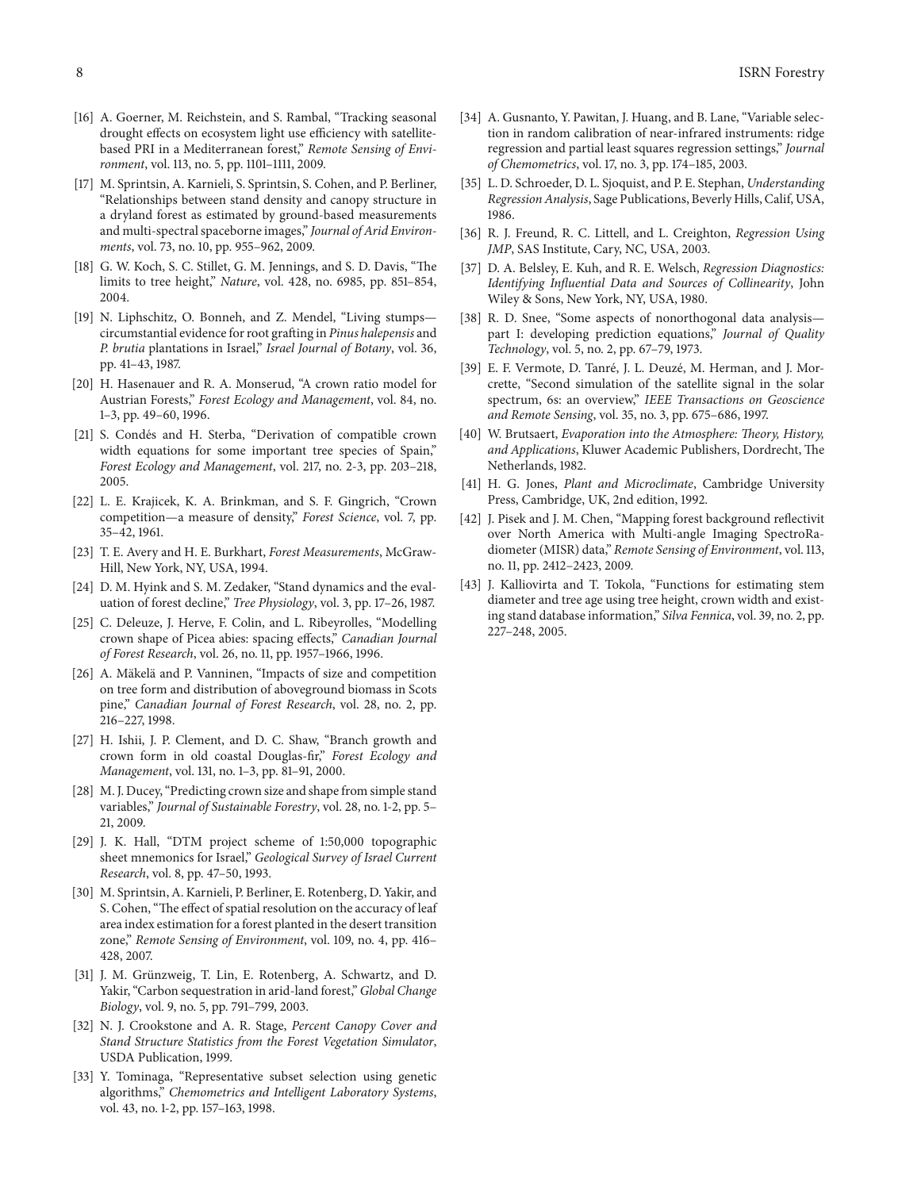[16] A. Goerner, M. Reichstein, and S. Rambal, "Tracking seasonal drought effects on ecosystem light use efficiency with satellite-based PRI in a Mediterranean forest," *Remote Sensing of Environment*, vol. 113, no. 5, pp. 1101–1111, 2009.

[17] M. Sprintsin, A. Karnieli, S. Sprintsin, S. Cohen, and P. Berliner, "Relationships between stand density and canopy structure in a dryland forest as estimated by ground-based measurements and multi-spectral spaceborne images," *Journal of Arid Environments*, vol. 73, no. 10, pp. 955–962, 2009.

[18] G. W. Koch, S. C. Stillet, G. M. Jennings, and S. D. Davis, "The limits to tree height," *Nature*, vol. 428, no. 6985, pp. 851–854, 2004.

[19] N. Liphschitz, O. Bonneh, and Z. Mendel, "Living stumps—circumstantial evidence for root grafting in *Pinus halepensis* and *P. brutia* plantations in Israel," *Israel Journal of Botany*, vol. 36, pp. 41–43, 1987.

[20] H. Hasenauer and R. A. Monserud, "A crown ratio model for Austrian Forests," *Forest Ecology and Management*, vol. 84, no. 1–3, pp. 49–60, 1996.

[21] S. Condés and H. Sterba, "Derivation of compatible crown width equations for some important tree species of Spain," *Forest Ecology and Management*, vol. 217, no. 2-3, pp. 203–218, 2005.

[22] L. E. Krajicek, K. A. Brinkman, and S. F. Gingrich, "Crown competition—a measure of density," *Forest Science*, vol. 7, pp. 35–42, 1961.

[23] T. E. Avery and H. E. Burkhart, *Forest Measurements*, McGraw-Hill, New York, NY, USA, 1994.

[24] D. M. Hyink and S. M. Zedaker, "Stand dynamics and the evaluation of forest decline," *Tree Physiology*, vol. 3, pp. 17–26, 1987.

[25] C. Deleuze, J. Herve, F. Colin, and L. Ribeyrolles, "Modelling crown shape of Picea abies: spacing effects," *Canadian Journal of Forest Research*, vol. 26, no. 11, pp. 1957–1966, 1996.

[26] A. Mäkelä and P. Vanninen, "Impacts of size and competition on tree form and distribution of aboveground biomass in Scots pine," *Canadian Journal of Forest Research*, vol. 28, no. 2, pp. 216–227, 1998.

[27] H. Ishii, J. P. Clement, and D. C. Shaw, "Branch growth and crown form in old coastal Douglas-fir," *Forest Ecology and Management*, vol. 131, no. 1–3, pp. 81–91, 2000.

[28] M. J. Ducey, "Predicting crown size and shape from simple stand variables," *Journal of Sustainable Forestry*, vol. 28, no. 1-2, pp. 5–21, 2009.

[29] J. K. Hall, "DTM project scheme of 1:50,000 topographic sheet mnemonics for Israel," *Geological Survey of Israel Current Research*, vol. 8, pp. 47–50, 1993.

[30] M. Sprintsin, A. Karnieli, P. Berliner, E. Rotenberg, D. Yakir, and S. Cohen, "The effect of spatial resolution on the accuracy of leaf area index estimation for a forest planted in the desert transition zone," *Remote Sensing of Environment*, vol. 109, no. 4, pp. 416–428, 2007.

[31] J. M. Grünzweig, T. Lin, E. Rotenberg, A. Schwartz, and D. Yakir, "Carbon sequestration in arid-land forest," *Global Change Biology*, vol. 9, no. 5, pp. 791–799, 2003.

[32] N. J. Crookstone and A. R. Stage, *Percent Canopy Cover and Stand Structure Statistics from the Forest Vegetation Simulator*, USDA Publication, 1999.

[33] Y. Tominaga, "Representative subset selection using genetic algorithms," *Chemometrics and Intelligent Laboratory Systems*, vol. 43, no. 1-2, pp. 157–163, 1998.

[34] A. Gusnanto, Y. Pawitan, J. Huang, and B. Lane, "Variable selection in random calibration of near-infrared instruments: ridge regression and partial least squares regression settings," *Journal of Chemometrics*, vol. 17, no. 3, pp. 174–185, 2003.

[35] L. D. Schroeder, D. L. Sjoquist, and P. E. Stephan, *Understanding Regression Analysis*, Sage Publications, Beverly Hills, Calif, USA, 1986.

[36] R. J. Freund, R. C. Littell, and L. Creighton, *Regression Using JMP*, SAS Institute, Cary, NC, USA, 2003.

[37] D. A. Belsley, E. Kuh, and R. E. Welsch, *Regression Diagnostics: Identifying Influential Data and Sources of Collinearity*, John Wiley & Sons, New York, NY, USA, 1980.

[38] R. D. Snee, "Some aspects of nonorthogonal data analysis—part I: developing prediction equations," *Journal of Quality Technology*, vol. 5, no. 2, pp. 67–79, 1973.

[39] E. F. Vermote, D. Tanré, J. L. Deuzé, M. Herman, and J. Morcrette, "Second simulation of the satellite signal in the solar spectrum, 6s: an overview," *IEEE Transactions on Geoscience and Remote Sensing*, vol. 35, no. 3, pp. 675–686, 1997.

[40] W. Brutsaert, *Evaporation into the Atmosphere: Theory, History, and Applications*, Kluwer Academic Publishers, Dordrecht, The Netherlands, 1982.

[41] H. G. Jones, *Plant and Microclimate*, Cambridge University Press, Cambridge, UK, 2nd edition, 1992.

[42] J. Pisek and J. M. Chen, "Mapping forest background reflectivit over North America with Multi-angle Imaging SpectroRadiometer (MISR) data," *Remote Sensing of Environment*, vol. 113, no. 11, pp. 2412–2423, 2009.

[43] J. Kalliovirta and T. Tokola, "Functions for estimating stem diameter and tree age using tree height, crown width and existing stand database information," *Silva Fennica*, vol. 39, no. 2, pp. 227–248, 2005.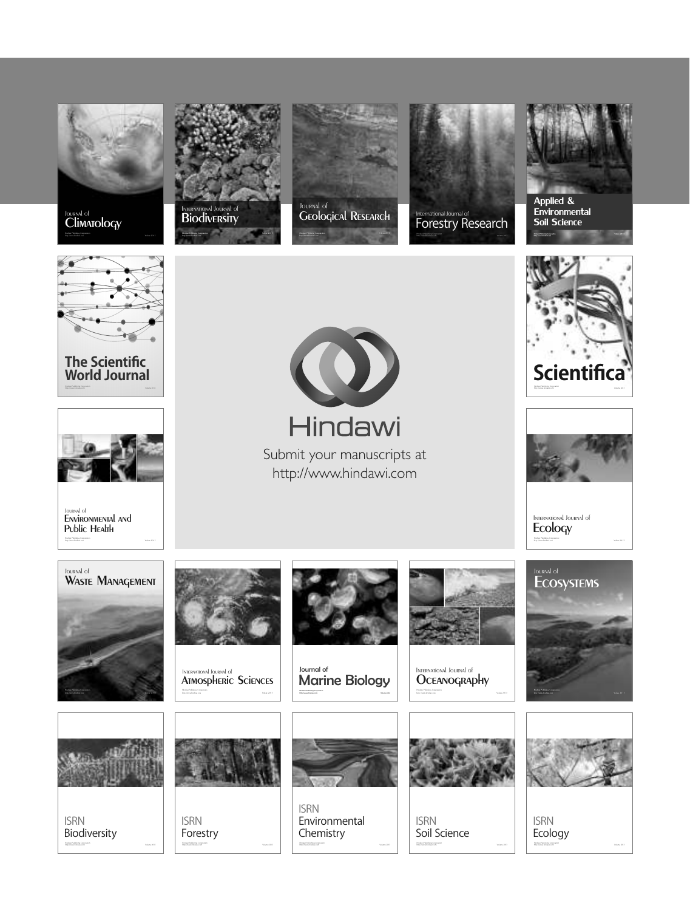Hindawi

Submit your manuscripts at
http://www.hindawi.com

Journal of Climatology

International Journal of Biodiversity

Journal of Geological Research

International Journal of Forestry Research

Applied & Environmental Soil Science

The Scientific World Journal

Scientifica

Journal of Environmental and Public Health

International Journal of Ecology

Journal of Waste Management

International Journal of Atmospheric Sciences

Journal of Marine Biology

International Journal of Oceanography

Journal of Ecosystems

ISRN Biodiversity

ISRN Forestry

ISRN Environmental Chemistry

ISRN Soil Science

ISRN Ecology